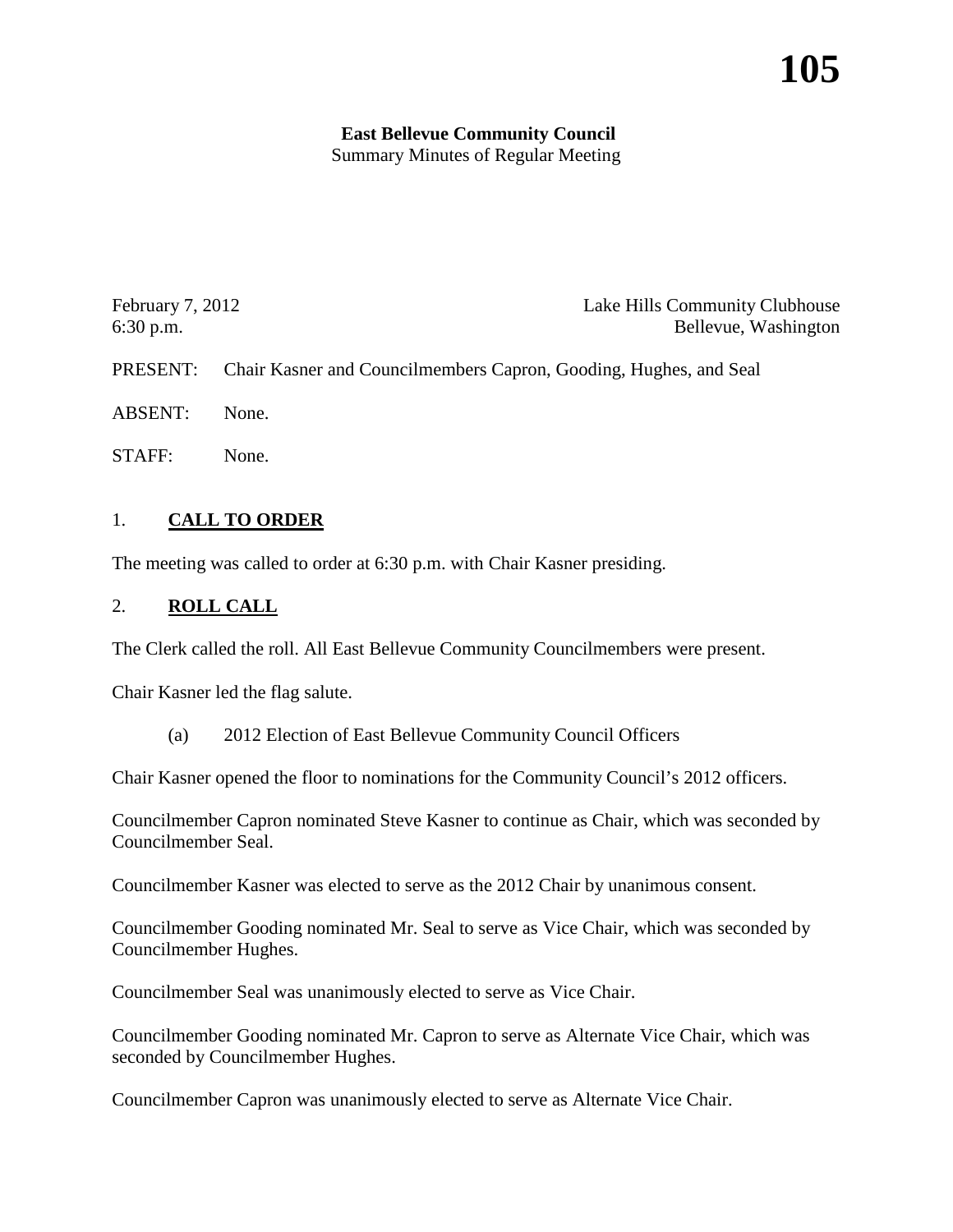**East Bellevue Community Council**
Summary Minutes of Regular Meeting

February 7, 2012 — Lake Hills Community Clubhouse
6:30 p.m. — Bellevue, Washington

PRESENT: Chair Kasner and Councilmembers Capron, Gooding, Hughes, and Seal

ABSENT: None.

STAFF: None.

## 1. **CALL TO ORDER**

The meeting was called to order at 6:30 p.m. with Chair Kasner presiding.

## 2. **ROLL CALL**

The Clerk called the roll. All East Bellevue Community Councilmembers were present.

Chair Kasner led the flag salute.

(a) 2012 Election of East Bellevue Community Council Officers

Chair Kasner opened the floor to nominations for the Community Council's 2012 officers.

Councilmember Capron nominated Steve Kasner to continue as Chair, which was seconded by Councilmember Seal.

Councilmember Kasner was elected to serve as the 2012 Chair by unanimous consent.

Councilmember Gooding nominated Mr. Seal to serve as Vice Chair, which was seconded by Councilmember Hughes.

Councilmember Seal was unanimously elected to serve as Vice Chair.

Councilmember Gooding nominated Mr. Capron to serve as Alternate Vice Chair, which was seconded by Councilmember Hughes.

Councilmember Capron was unanimously elected to serve as Alternate Vice Chair.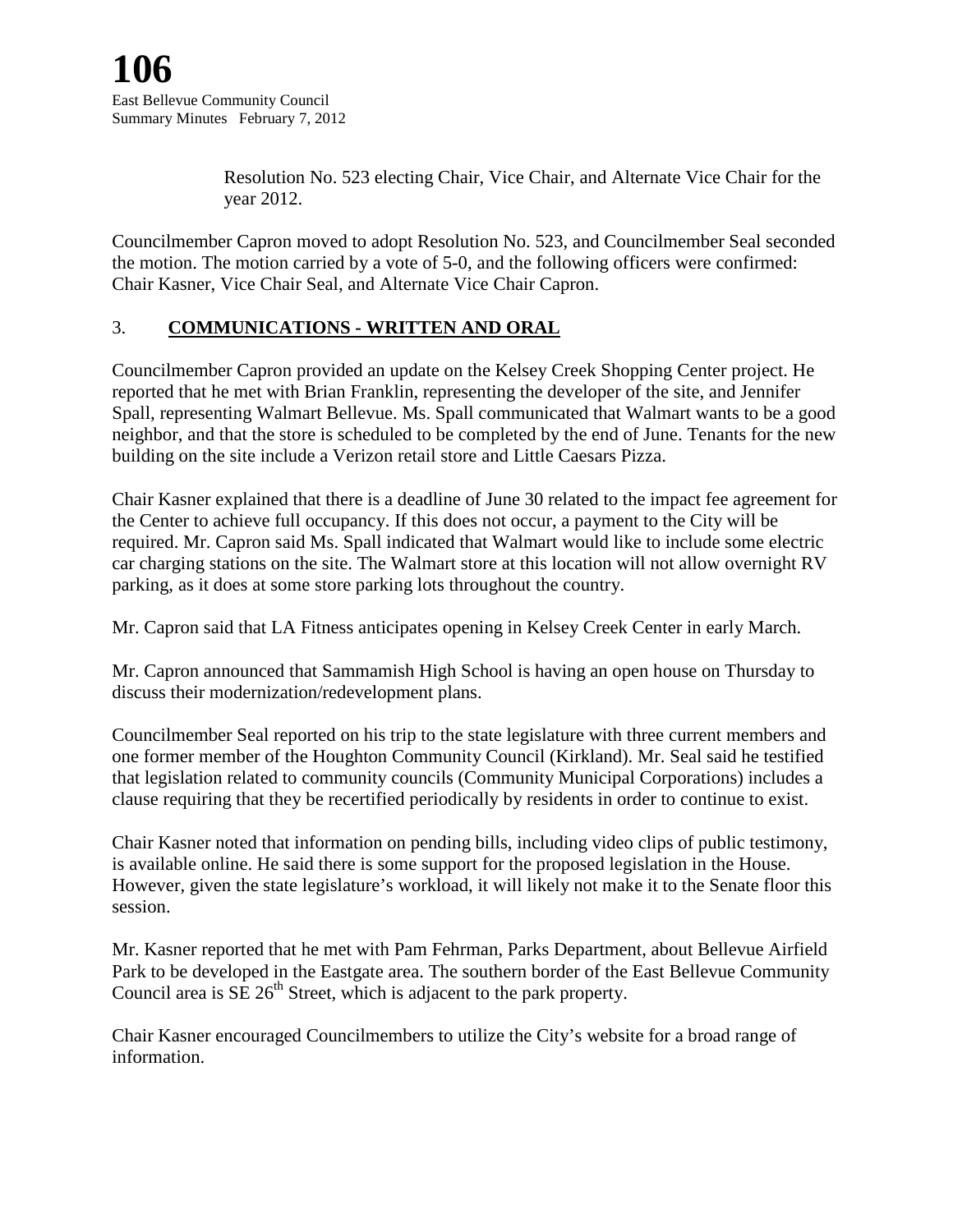Resolution No. 523 electing Chair, Vice Chair, and Alternate Vice Chair for the year 2012.

Councilmember Capron moved to adopt Resolution No. 523, and Councilmember Seal seconded the motion. The motion carried by a vote of 5-0, and the following officers were confirmed: Chair Kasner, Vice Chair Seal, and Alternate Vice Chair Capron.

3. **COMMUNICATIONS - WRITTEN AND ORAL**

Councilmember Capron provided an update on the Kelsey Creek Shopping Center project. He reported that he met with Brian Franklin, representing the developer of the site, and Jennifer Spall, representing Walmart Bellevue. Ms. Spall communicated that Walmart wants to be a good neighbor, and that the store is scheduled to be completed by the end of June. Tenants for the new building on the site include a Verizon retail store and Little Caesars Pizza.

Chair Kasner explained that there is a deadline of June 30 related to the impact fee agreement for the Center to achieve full occupancy. If this does not occur, a payment to the City will be required. Mr. Capron said Ms. Spall indicated that Walmart would like to include some electric car charging stations on the site. The Walmart store at this location will not allow overnight RV parking, as it does at some store parking lots throughout the country.

Mr. Capron said that LA Fitness anticipates opening in Kelsey Creek Center in early March.

Mr. Capron announced that Sammamish High School is having an open house on Thursday to discuss their modernization/redevelopment plans.

Councilmember Seal reported on his trip to the state legislature with three current members and one former member of the Houghton Community Council (Kirkland). Mr. Seal said he testified that legislation related to community councils (Community Municipal Corporations) includes a clause requiring that they be recertified periodically by residents in order to continue to exist.

Chair Kasner noted that information on pending bills, including video clips of public testimony, is available online. He said there is some support for the proposed legislation in the House. However, given the state legislature's workload, it will likely not make it to the Senate floor this session.

Mr. Kasner reported that he met with Pam Fehrman, Parks Department, about Bellevue Airfield Park to be developed in the Eastgate area. The southern border of the East Bellevue Community Council area is SE 26th Street, which is adjacent to the park property.

Chair Kasner encouraged Councilmembers to utilize the City's website for a broad range of information.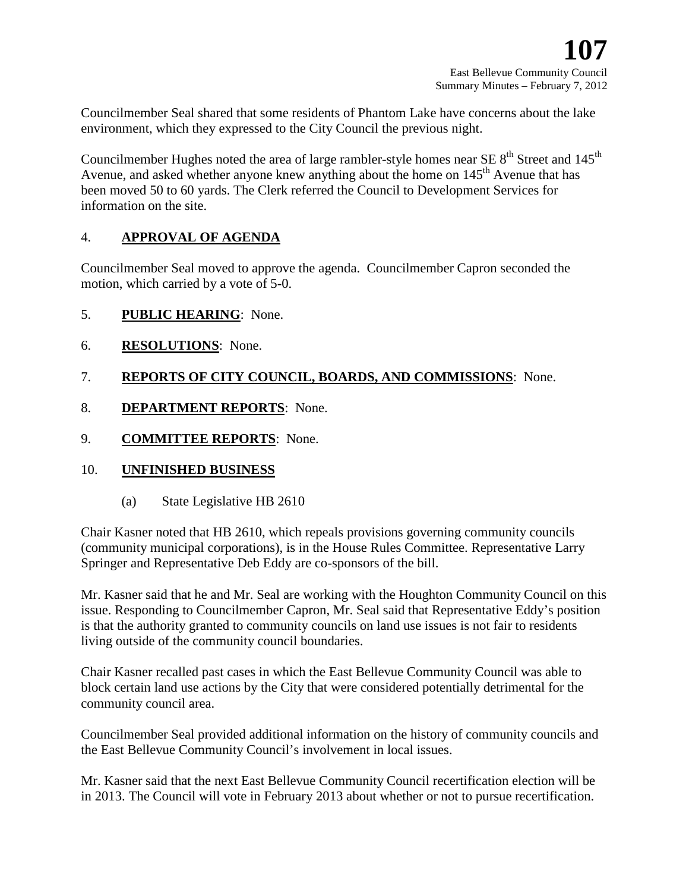Councilmember Seal shared that some residents of Phantom Lake have concerns about the lake environment, which they expressed to the City Council the previous night.

Councilmember Hughes noted the area of large rambler-style homes near SE 8th Street and 145th Avenue, and asked whether anyone knew anything about the home on 145th Avenue that has been moved 50 to 60 yards. The Clerk referred the Council to Development Services for information on the site.

4. **APPROVAL OF AGENDA**

Councilmember Seal moved to approve the agenda. Councilmember Capron seconded the motion, which carried by a vote of 5-0.

5. **PUBLIC HEARING**: None.

6. **RESOLUTIONS**: None.

7. **REPORTS OF CITY COUNCIL, BOARDS, AND COMMISSIONS**: None.

8. **DEPARTMENT REPORTS**: None.

9. **COMMITTEE REPORTS**: None.

10. **UNFINISHED BUSINESS**

(a) State Legislative HB 2610

Chair Kasner noted that HB 2610, which repeals provisions governing community councils (community municipal corporations), is in the House Rules Committee. Representative Larry Springer and Representative Deb Eddy are co-sponsors of the bill.

Mr. Kasner said that he and Mr. Seal are working with the Houghton Community Council on this issue. Responding to Councilmember Capron, Mr. Seal said that Representative Eddy's position is that the authority granted to community councils on land use issues is not fair to residents living outside of the community council boundaries.

Chair Kasner recalled past cases in which the East Bellevue Community Council was able to block certain land use actions by the City that were considered potentially detrimental for the community council area.

Councilmember Seal provided additional information on the history of community councils and the East Bellevue Community Council's involvement in local issues.

Mr. Kasner said that the next East Bellevue Community Council recertification election will be in 2013. The Council will vote in February 2013 about whether or not to pursue recertification.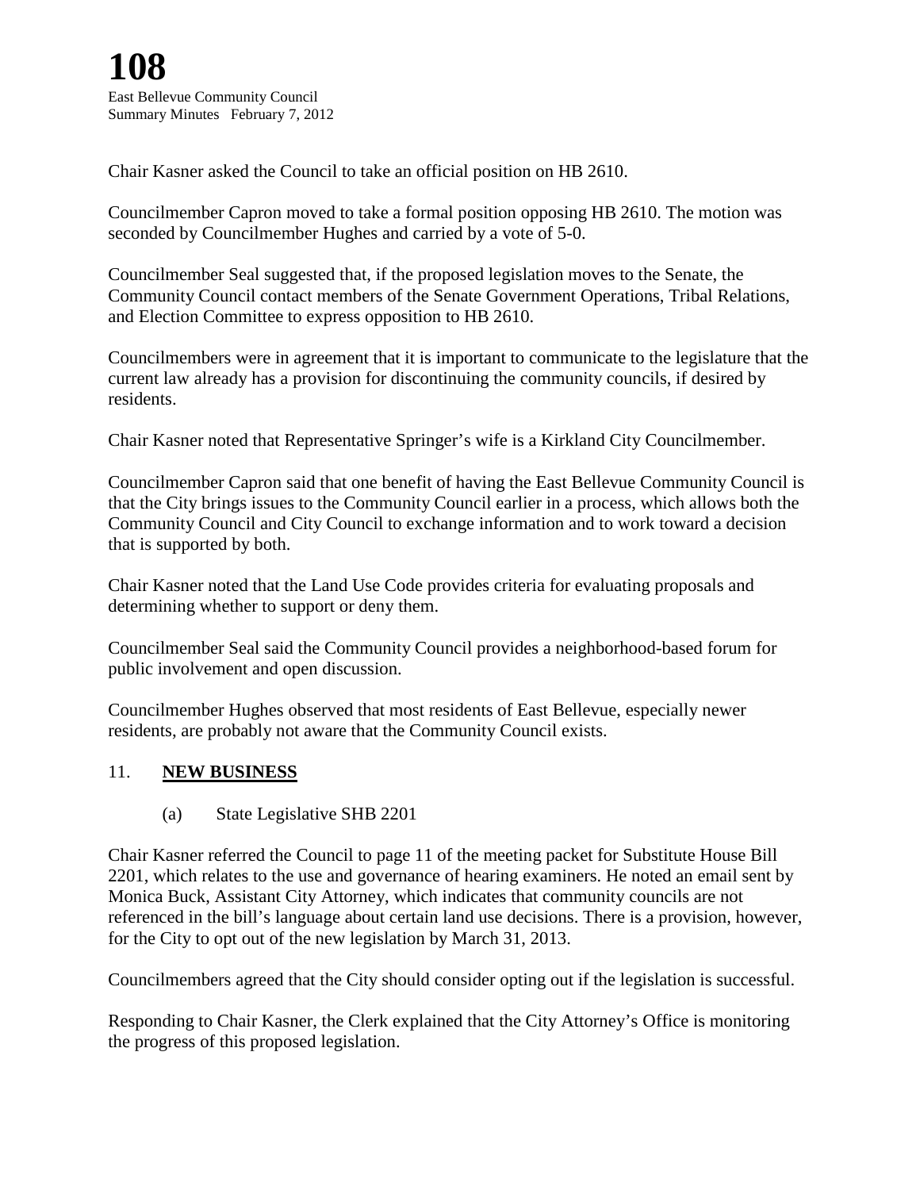Chair Kasner asked the Council to take an official position on HB 2610.

Councilmember Capron moved to take a formal position opposing HB 2610. The motion was seconded by Councilmember Hughes and carried by a vote of 5-0.

Councilmember Seal suggested that, if the proposed legislation moves to the Senate, the Community Council contact members of the Senate Government Operations, Tribal Relations, and Election Committee to express opposition to HB 2610.

Councilmembers were in agreement that it is important to communicate to the legislature that the current law already has a provision for discontinuing the community councils, if desired by residents.

Chair Kasner noted that Representative Springer's wife is a Kirkland City Councilmember.

Councilmember Capron said that one benefit of having the East Bellevue Community Council is that the City brings issues to the Community Council earlier in a process, which allows both the Community Council and City Council to exchange information and to work toward a decision that is supported by both.

Chair Kasner noted that the Land Use Code provides criteria for evaluating proposals and determining whether to support or deny them.

Councilmember Seal said the Community Council provides a neighborhood-based forum for public involvement and open discussion.

Councilmember Hughes observed that most residents of East Bellevue, especially newer residents, are probably not aware that the Community Council exists.

## 11. **NEW BUSINESS**

(a) State Legislative SHB 2201

Chair Kasner referred the Council to page 11 of the meeting packet for Substitute House Bill 2201, which relates to the use and governance of hearing examiners. He noted an email sent by Monica Buck, Assistant City Attorney, which indicates that community councils are not referenced in the bill's language about certain land use decisions. There is a provision, however, for the City to opt out of the new legislation by March 31, 2013.

Councilmembers agreed that the City should consider opting out if the legislation is successful.

Responding to Chair Kasner, the Clerk explained that the City Attorney's Office is monitoring the progress of this proposed legislation.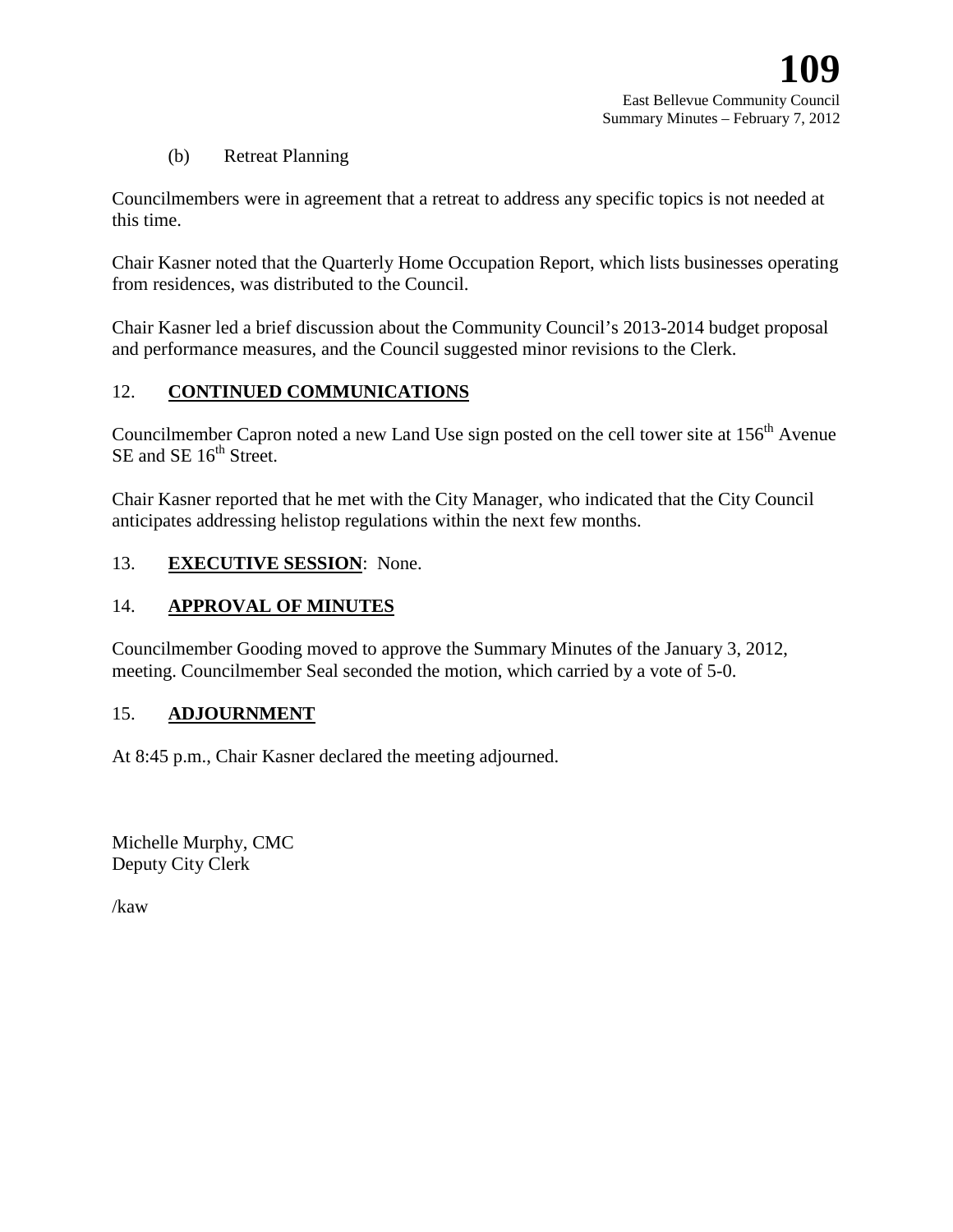(b) Retreat Planning

Councilmembers were in agreement that a retreat to address any specific topics is not needed at this time.

Chair Kasner noted that the Quarterly Home Occupation Report, which lists businesses operating from residences, was distributed to the Council.

Chair Kasner led a brief discussion about the Community Council's 2013-2014 budget proposal and performance measures, and the Council suggested minor revisions to the Clerk.

12. **CONTINUED COMMUNICATIONS**

Councilmember Capron noted a new Land Use sign posted on the cell tower site at 156th Avenue SE and SE 16th Street.

Chair Kasner reported that he met with the City Manager, who indicated that the City Council anticipates addressing helistop regulations within the next few months.

13. **EXECUTIVE SESSION**: None.

14. **APPROVAL OF MINUTES**

Councilmember Gooding moved to approve the Summary Minutes of the January 3, 2012, meeting. Councilmember Seal seconded the motion, which carried by a vote of 5-0.

15. **ADJOURNMENT**

At 8:45 p.m., Chair Kasner declared the meeting adjourned.

Michelle Murphy, CMC
Deputy City Clerk

/kaw